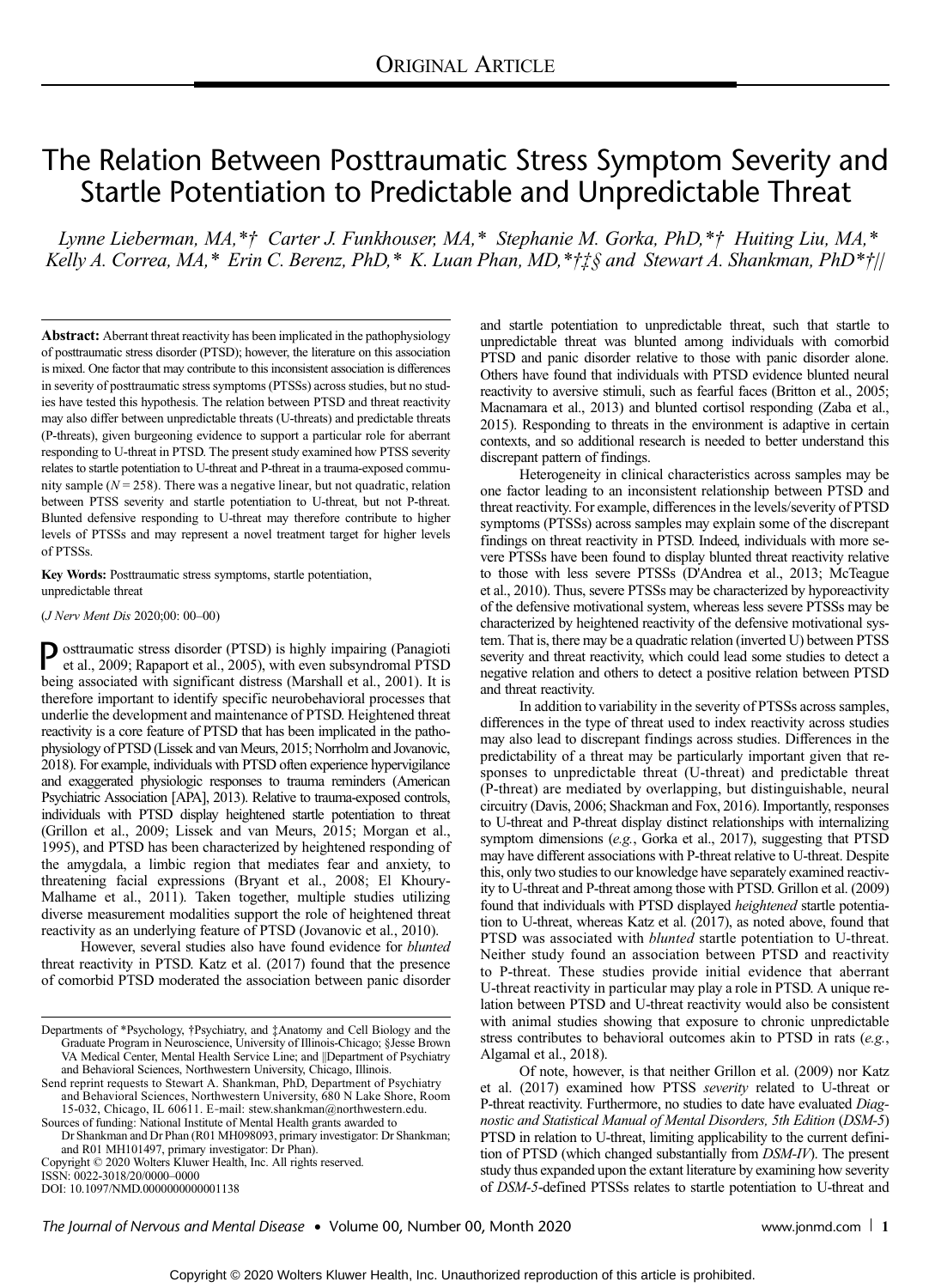ORIGINAL ARTICLE

# The Relation Between Posttraumatic Stress Symptom Severity and Startle Potentiation to Predictable and Unpredictable Threat

*Lynne Lieberman, MA,*† Carter J. Funkhouser, MA,* Stephanie M. Gorka, PhD,*† Huiting Liu, MA,* Kelly A. Correa, MA,* Erin C. Berenz, PhD,* K. Luan Phan, MD,*†‡§ and Stewart A. Shankman, PhD*†||*

**Abstract:** Aberrant threat reactivity has been implicated in the pathophysiology of posttraumatic stress disorder (PTSD); however, the literature on this association is mixed. One factor that may contribute to this inconsistent association is differences in severity of posttraumatic stress symptoms (PTSSs) across studies, but no studies have tested this hypothesis. The relation between PTSD and threat reactivity may also differ between unpredictable threats (U-threats) and predictable threats (P-threats), given burgeoning evidence to support a particular role for aberrant responding to U-threat in PTSD. The present study examined how PTSS severity relates to startle potentiation to U-threat and P-threat in a trauma-exposed community sample ($N = 258$). There was a negative linear, but not quadratic, relation between PTSS severity and startle potentiation to U-threat, but not P-threat. Blunted defensive responding to U-threat may therefore contribute to higher levels of PTSSs and may represent a novel treatment target for higher levels of PTSSs.

**Key Words:** Posttraumatic stress symptoms, startle potentiation, unpredictable threat

(*J Nerv Ment Dis* 2020;00: 00–00)

Posttraumatic stress disorder (PTSD) is highly impairing (Panagioti et al., 2009; Rapaport et al., 2005), with even subsyndromal PTSD being associated with significant distress (Marshall et al., 2001). It is therefore important to identify specific neurobehavioral processes that underlie the development and maintenance of PTSD. Heightened threat reactivity is a core feature of PTSD that has been implicated in the pathophysiology of PTSD (Lissek and van Meurs, 2015; Norrholm and Jovanovic, 2018). For example, individuals with PTSD often experience hypervigilance and exaggerated physiologic responses to trauma reminders (American Psychiatric Association [APA], 2013). Relative to trauma-exposed controls, individuals with PTSD display heightened startle potentiation to threat (Grillon et al., 2009; Lissek and van Meurs, 2015; Morgan et al., 1995), and PTSD has been characterized by heightened responding of the amygdala, a limbic region that mediates fear and anxiety, to threatening facial expressions (Bryant et al., 2008; El Khoury-Malhame et al., 2011). Taken together, multiple studies utilizing diverse measurement modalities support the role of heightened threat reactivity as an underlying feature of PTSD (Jovanovic et al., 2010).

However, several studies also have found evidence for *blunted* threat reactivity in PTSD. Katz et al. (2017) found that the presence of comorbid PTSD moderated the association between panic disorder and startle potentiation to unpredictable threat, such that startle to unpredictable threat was blunted among individuals with comorbid PTSD and panic disorder relative to those with panic disorder alone. Others have found that individuals with PTSD evidence blunted neural reactivity to aversive stimuli, such as fearful faces (Britton et al., 2005; Macnamara et al., 2013) and blunted cortisol responding (Zaba et al., 2015). Responding to threats in the environment is adaptive in certain contexts, and so additional research is needed to better understand this discrepant pattern of findings.

Heterogeneity in clinical characteristics across samples may be one factor leading to an inconsistent relationship between PTSD and threat reactivity. For example, differences in the levels/severity of PTSD symptoms (PTSSs) across samples may explain some of the discrepant findings on threat reactivity in PTSD. Indeed, individuals with more severe PTSSs have been found to display blunted threat reactivity relative to those with less severe PTSSs (D'Andrea et al., 2013; McTeague et al., 2010). Thus, severe PTSSs may be characterized by hyporeactivity of the defensive motivational system, whereas less severe PTSSs may be characterized by heightened reactivity of the defensive motivational system. That is, there may be a quadratic relation (inverted U) between PTSS severity and threat reactivity, which could lead some studies to detect a negative relation and others to detect a positive relation between PTSD and threat reactivity.

In addition to variability in the severity of PTSSs across samples, differences in the type of threat used to index reactivity across studies may also lead to discrepant findings across studies. Differences in the predictability of a threat may be particularly important given that responses to unpredictable threat (U-threat) and predictable threat (P-threat) are mediated by overlapping, but distinguishable, neural circuitry (Davis, 2006; Shackman and Fox, 2016). Importantly, responses to U-threat and P-threat display distinct relationships with internalizing symptom dimensions (*e.g.*, Gorka et al., 2017), suggesting that PTSD may have different associations with P-threat relative to U-threat. Despite this, only two studies to our knowledge have separately examined reactivity to U-threat and P-threat among those with PTSD. Grillon et al. (2009) found that individuals with PTSD displayed *heightened* startle potentiation to U-threat, whereas Katz et al. (2017), as noted above, found that PTSD was associated with *blunted* startle potentiation to U-threat. Neither study found an association between PTSD and reactivity to P-threat. These studies provide initial evidence that aberrant U-threat reactivity in particular may play a role in PTSD. A unique relation between PTSD and U-threat reactivity would also be consistent with animal studies showing that exposure to chronic unpredictable stress contributes to behavioral outcomes akin to PTSD in rats (*e.g.*, Algamal et al., 2018).

Of note, however, is that neither Grillon et al. (2009) nor Katz et al. (2017) examined how PTSS *severity* related to U-threat or P-threat reactivity. Furthermore, no studies to date have evaluated *Diagnostic and Statistical Manual of Mental Disorders, 5th Edition* (*DSM-5*) PTSD in relation to U-threat, limiting applicability to the current definition of PTSD (which changed substantially from *DSM-IV*). The present study thus expanded upon the extant literature by examining how severity of *DSM-5*-defined PTSSs relates to startle potentiation to U-threat and

Departments of *Psychology, †Psychiatry, and ‡Anatomy and Cell Biology and the Graduate Program in Neuroscience, University of Illinois-Chicago; §Jesse Brown VA Medical Center, Mental Health Service Line; and ||Department of Psychiatry and Behavioral Sciences, Northwestern University, Chicago, Illinois.

Send reprint requests to Stewart A. Shankman, PhD, Department of Psychiatry and Behavioral Sciences, Northwestern University, 680 N Lake Shore, Room 15-032, Chicago, IL 60611. E-mail: stew.shankman@northwestern.edu.

Sources of funding: National Institute of Mental Health grants awarded to Dr Shankman and Dr Phan (R01 MH098093, primary investigator: Dr Shankman; and R01 MH101497, primary investigator: Dr Phan).

Copyright © 2020 Wolters Kluwer Health, Inc. All rights reserved.

ISSN: 0022-3018/20/0000–0000

DOI: 10.1097/NMD.0000000000001138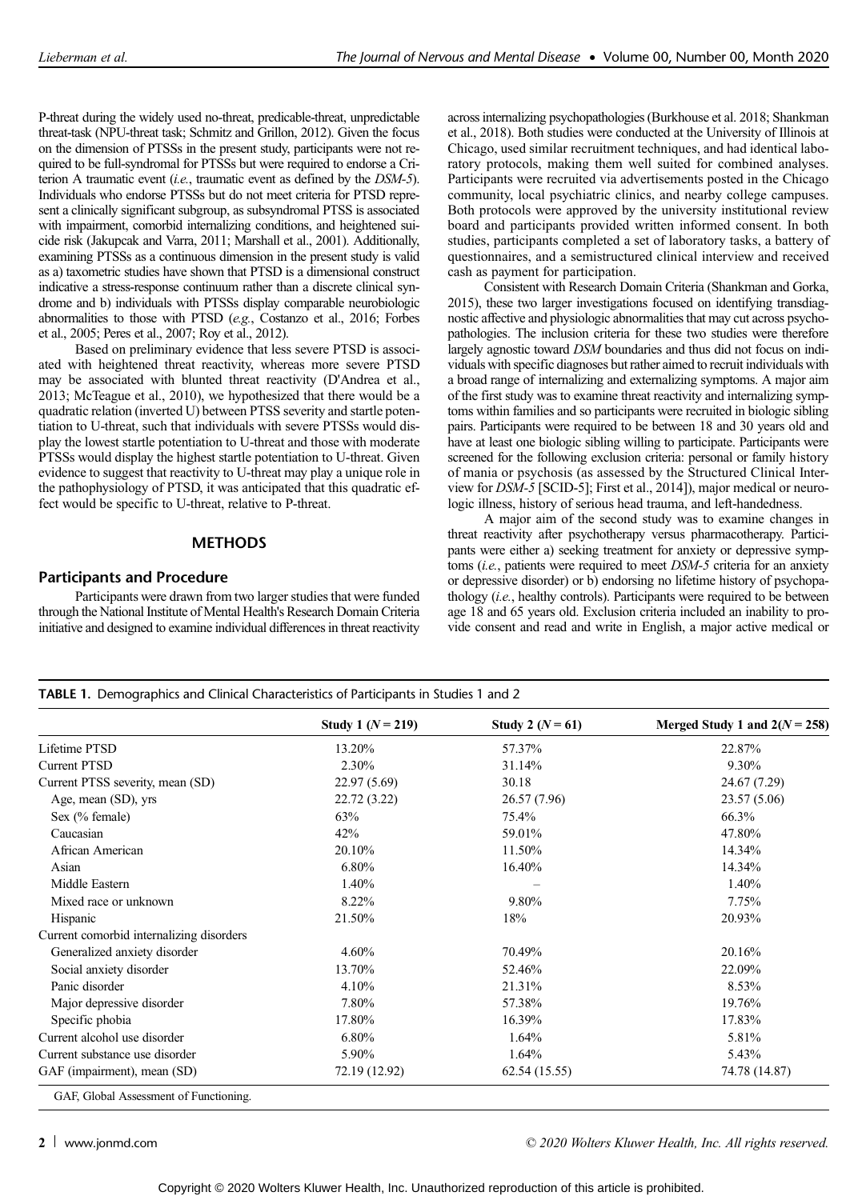P-threat during the widely used no-threat, predicable-threat, unpredictable threat-task (NPU-threat task; Schmitz and Grillon, 2012). Given the focus on the dimension of PTSSs in the present study, participants were not required to be full-syndromal for PTSSs but were required to endorse a Criterion A traumatic event (*i.e.*, traumatic event as defined by the *DSM-5*). Individuals who endorse PTSSs but do not meet criteria for PTSD represent a clinically significant subgroup, as subsyndromal PTSS is associated with impairment, comorbid internalizing conditions, and heightened suicide risk (Jakupcak and Varra, 2011; Marshall et al., 2001). Additionally, examining PTSSs as a continuous dimension in the present study is valid as a) taxometric studies have shown that PTSD is a dimensional construct indicative a stress-response continuum rather than a discrete clinical syndrome and b) individuals with PTSSs display comparable neurobiologic abnormalities to those with PTSD (*e.g.*, Costanzo et al., 2016; Forbes et al., 2005; Peres et al., 2007; Roy et al., 2012).

Based on preliminary evidence that less severe PTSD is associated with heightened threat reactivity, whereas more severe PTSD may be associated with blunted threat reactivity (D'Andrea et al., 2013; McTeague et al., 2010), we hypothesized that there would be a quadratic relation (inverted U) between PTSS severity and startle potentiation to U-threat, such that individuals with severe PTSSs would display the lowest startle potentiation to U-threat and those with moderate PTSSs would display the highest startle potentiation to U-threat. Given evidence to suggest that reactivity to U-threat may play a unique role in the pathophysiology of PTSD, it was anticipated that this quadratic effect would be specific to U-threat, relative to P-threat.

## METHODS

### Participants and Procedure

Participants were drawn from two larger studies that were funded through the National Institute of Mental Health's Research Domain Criteria initiative and designed to examine individual differences in threat reactivity across internalizing psychopathologies (Burkhouse et al. 2018; Shankman et al., 2018). Both studies were conducted at the University of Illinois at Chicago, used similar recruitment techniques, and had identical laboratory protocols, making them well suited for combined analyses. Participants were recruited via advertisements posted in the Chicago community, local psychiatric clinics, and nearby college campuses. Both protocols were approved by the university institutional review board and participants provided written informed consent. In both studies, participants completed a set of laboratory tasks, a battery of questionnaires, and a semistructured clinical interview and received cash as payment for participation.

Consistent with Research Domain Criteria (Shankman and Gorka, 2015), these two larger investigations focused on identifying transdiagnostic affective and physiologic abnormalities that may cut across psychopathologies. The inclusion criteria for these two studies were therefore largely agnostic toward *DSM* boundaries and thus did not focus on individuals with specific diagnoses but rather aimed to recruit individuals with a broad range of internalizing and externalizing symptoms. A major aim of the first study was to examine threat reactivity and internalizing symptoms within families and so participants were recruited in biologic sibling pairs. Participants were required to be between 18 and 30 years old and have at least one biologic sibling willing to participate. Participants were screened for the following exclusion criteria: personal or family history of mania or psychosis (as assessed by the Structured Clinical Interview for *DSM-5* [SCID-5]; First et al., 2014]), major medical or neurologic illness, history of serious head trauma, and left-handedness.

A major aim of the second study was to examine changes in threat reactivity after psychotherapy versus pharmacotherapy. Participants were either a) seeking treatment for anxiety or depressive symptoms (*i.e.*, patients were required to meet *DSM-5* criteria for an anxiety or depressive disorder) or b) endorsing no lifetime history of psychopathology (*i.e.*, healthy controls). Participants were required to be between age 18 and 65 years old. Exclusion criteria included an inability to provide consent and read and write in English, a major active medical or

**TABLE 1.** Demographics and Clinical Characteristics of Participants in Studies 1 and 2

| | Study 1 (N = 219) | Study 2 (N = 61) | Merged Study 1 and 2(N = 258) |
|---|---|---|---|
| Lifetime PTSD | 13.20% | 57.37% | 22.87% |
| Current PTSD | 2.30% | 31.14% | 9.30% |
| Current PTSS severity, mean (SD) | 22.97 (5.69) | 30.18 | 24.67 (7.29) |
| Age, mean (SD), yrs | 22.72 (3.22) | 26.57 (7.96) | 23.57 (5.06) |
| Sex (% female) | 63% | 75.4% | 66.3% |
| Caucasian | 42% | 59.01% | 47.80% |
| African American | 20.10% | 11.50% | 14.34% |
| Asian | 6.80% | 16.40% | 14.34% |
| Middle Eastern | 1.40% | – | 1.40% |
| Mixed race or unknown | 8.22% | 9.80% | 7.75% |
| Hispanic | 21.50% | 18% | 20.93% |
| Current comorbid internalizing disorders | | | |
| Generalized anxiety disorder | 4.60% | 70.49% | 20.16% |
| Social anxiety disorder | 13.70% | 52.46% | 22.09% |
| Panic disorder | 4.10% | 21.31% | 8.53% |
| Major depressive disorder | 7.80% | 57.38% | 19.76% |
| Specific phobia | 17.80% | 16.39% | 17.83% |
| Current alcohol use disorder | 6.80% | 1.64% | 5.81% |
| Current substance use disorder | 5.90% | 1.64% | 5.43% |
| GAF (impairment), mean (SD) | 72.19 (12.92) | 62.54 (15.55) | 74.78 (14.87) |

GAF, Global Assessment of Functioning.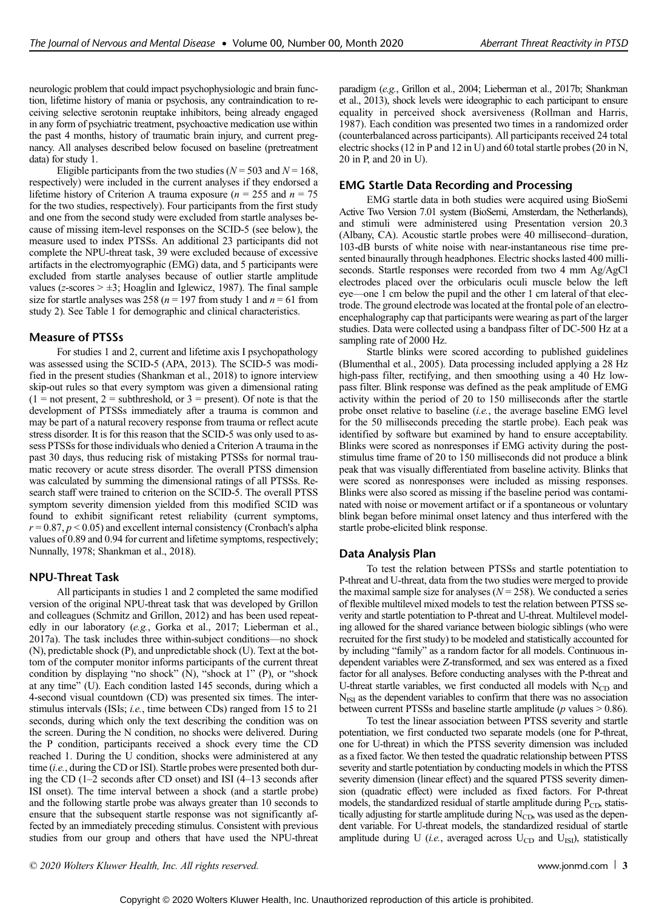neurologic problem that could impact psychophysiologic and brain function, lifetime history of mania or psychosis, any contraindication to receiving selective serotonin reuptake inhibitors, being already engaged in any form of psychiatric treatment, psychoactive medication use within the past 4 months, history of traumatic brain injury, and current pregnancy. All analyses described below focused on baseline (pretreatment data) for study 1.

Eligible participants from the two studies ($N = 503$ and $N = 168$, respectively) were included in the current analyses if they endorsed a lifetime history of Criterion A trauma exposure ($n = 255$ and $n = 75$ for the two studies, respectively). Four participants from the first study and one from the second study were excluded from startle analyses because of missing item-level responses on the SCID-5 (see below), the measure used to index PTSSs. An additional 23 participants did not complete the NPU-threat task, 39 were excluded because of excessive artifacts in the electromyographic (EMG) data, and 5 participants were excluded from startle analyses because of outlier startle amplitude values ($z$-scores $> \pm 3$; Hoaglin and Iglewicz, 1987). The final sample size for startle analyses was 258 ($n = 197$ from study 1 and $n = 61$ from study 2). See Table 1 for demographic and clinical characteristics.

## Measure of PTSSs

For studies 1 and 2, current and lifetime axis I psychopathology was assessed using the SCID-5 (APA, 2013). The SCID-5 was modified in the present studies (Shankman et al., 2018) to ignore interview skip-out rules so that every symptom was given a dimensional rating (1 = not present, 2 = subthreshold, or 3 = present). Of note is that the development of PTSSs immediately after a trauma is common and may be part of a natural recovery response from trauma or reflect acute stress disorder. It is for this reason that the SCID-5 was only used to assess PTSSs for those individuals who denied a Criterion A trauma in the past 30 days, thus reducing risk of mistaking PTSSs for normal traumatic recovery or acute stress disorder. The overall PTSS dimension was calculated by summing the dimensional ratings of all PTSSs. Research staff were trained to criterion on the SCID-5. The overall PTSS symptom severity dimension yielded from this modified SCID was found to exhibit significant retest reliability (current symptoms, $r = 0.87$, $p < 0.05$) and excellent internal consistency (Cronbach's alpha values of 0.89 and 0.94 for current and lifetime symptoms, respectively; Nunnally, 1978; Shankman et al., 2018).

## NPU-Threat Task

All participants in studies 1 and 2 completed the same modified version of the original NPU-threat task that was developed by Grillon and colleagues (Schmitz and Grillon, 2012) and has been used repeatedly in our laboratory (*e.g.*, Gorka et al., 2017; Lieberman et al., 2017a). The task includes three within-subject conditions—no shock (N), predictable shock (P), and unpredictable shock (U). Text at the bottom of the computer monitor informs participants of the current threat condition by displaying "no shock" (N), "shock at 1" (P), or "shock at any time" (U). Each condition lasted 145 seconds, during which a 4-second visual countdown (CD) was presented six times. The interstimulus intervals (ISIs; *i.e.*, time between CDs) ranged from 15 to 21 seconds, during which only the text describing the condition was on the screen. During the N condition, no shocks were delivered. During the P condition, participants received a shock every time the CD reached 1. During the U condition, shocks were administered at any time (*i.e.*, during the CD or ISI). Startle probes were presented both during the CD (1–2 seconds after CD onset) and ISI (4–13 seconds after ISI onset). The time interval between a shock (and a startle probe) and the following startle probe was always greater than 10 seconds to ensure that the subsequent startle response was not significantly affected by an immediately preceding stimulus. Consistent with previous studies from our group and others that have used the NPU-threat paradigm (*e.g.*, Grillon et al., 2004; Lieberman et al., 2017b; Shankman et al., 2013), shock levels were ideographic to each participant to ensure equality in perceived shock aversiveness (Rollman and Harris, 1987). Each condition was presented two times in a randomized order (counterbalanced across participants). All participants received 24 total electric shocks (12 in P and 12 in U) and 60 total startle probes (20 in N, 20 in P, and 20 in U).

## EMG Startle Data Recording and Processing

EMG startle data in both studies were acquired using BioSemi Active Two Version 7.01 system (BioSemi, Amsterdam, the Netherlands), and stimuli were administered using Presentation version 20.3 (Albany, CA). Acoustic startle probes were 40 millisecond–duration, 103-dB bursts of white noise with near-instantaneous rise time presented binaurally through headphones. Electric shocks lasted 400 milliseconds. Startle responses were recorded from two 4 mm Ag/AgCl electrodes placed over the orbicularis oculi muscle below the left eye—one 1 cm below the pupil and the other 1 cm lateral of that electrode. The ground electrode was located at the frontal pole of an electroencephalography cap that participants were wearing as part of the larger studies. Data were collected using a bandpass filter of DC-500 Hz at a sampling rate of 2000 Hz.

Startle blinks were scored according to published guidelines (Blumenthal et al., 2005). Data processing included applying a 28 Hz high-pass filter, rectifying, and then smoothing using a 40 Hz low-pass filter. Blink response was defined as the peak amplitude of EMG activity within the period of 20 to 150 milliseconds after the startle probe onset relative to baseline (*i.e.*, the average baseline EMG level for the 50 milliseconds preceding the startle probe). Each peak was identified by software but examined by hand to ensure acceptability. Blinks were scored as nonresponses if EMG activity during the poststimulus time frame of 20 to 150 milliseconds did not produce a blink peak that was visually differentiated from baseline activity. Blinks that were scored as nonresponses were included as missing responses. Blinks were also scored as missing if the baseline period was contaminated with noise or movement artifact or if a spontaneous or voluntary blink began before minimal onset latency and thus interfered with the startle probe-elicited blink response.

## Data Analysis Plan

To test the relation between PTSSs and startle potentiation to P-threat and U-threat, data from the two studies were merged to provide the maximal sample size for analyses ($N = 258$). We conducted a series of flexible multilevel mixed models to test the relation between PTSS severity and startle potentiation to P-threat and U-threat. Multilevel modeling allowed for the shared variance between biologic siblings (who were recruited for the first study) to be modeled and statistically accounted for by including "family" as a random factor for all models. Continuous independent variables were Z-transformed, and sex was entered as a fixed factor for all analyses. Before conducting analyses with the P-threat and U-threat startle variables, we first conducted all models with $N_{CD}$ and $N_{ISI}$ as the dependent variables to confirm that there was no association between current PTSSs and baseline startle amplitude ($p$ values $> 0.86$).

To test the linear association between PTSS severity and startle potentiation, we first conducted two separate models (one for P-threat, one for U-threat) in which the PTSS severity dimension was included as a fixed factor. We then tested the quadratic relationship between PTSS severity and startle potentiation by conducting models in which the PTSS severity dimension (linear effect) and the squared PTSS severity dimension (quadratic effect) were included as fixed factors. For P-threat models, the standardized residual of startle amplitude during $P_{CD}$, statistically adjusting for startle amplitude during $N_{CD}$, was used as the dependent variable. For U-threat models, the standardized residual of startle amplitude during U (*i.e.*, averaged across $U_{CD}$ and $U_{ISI}$), statistically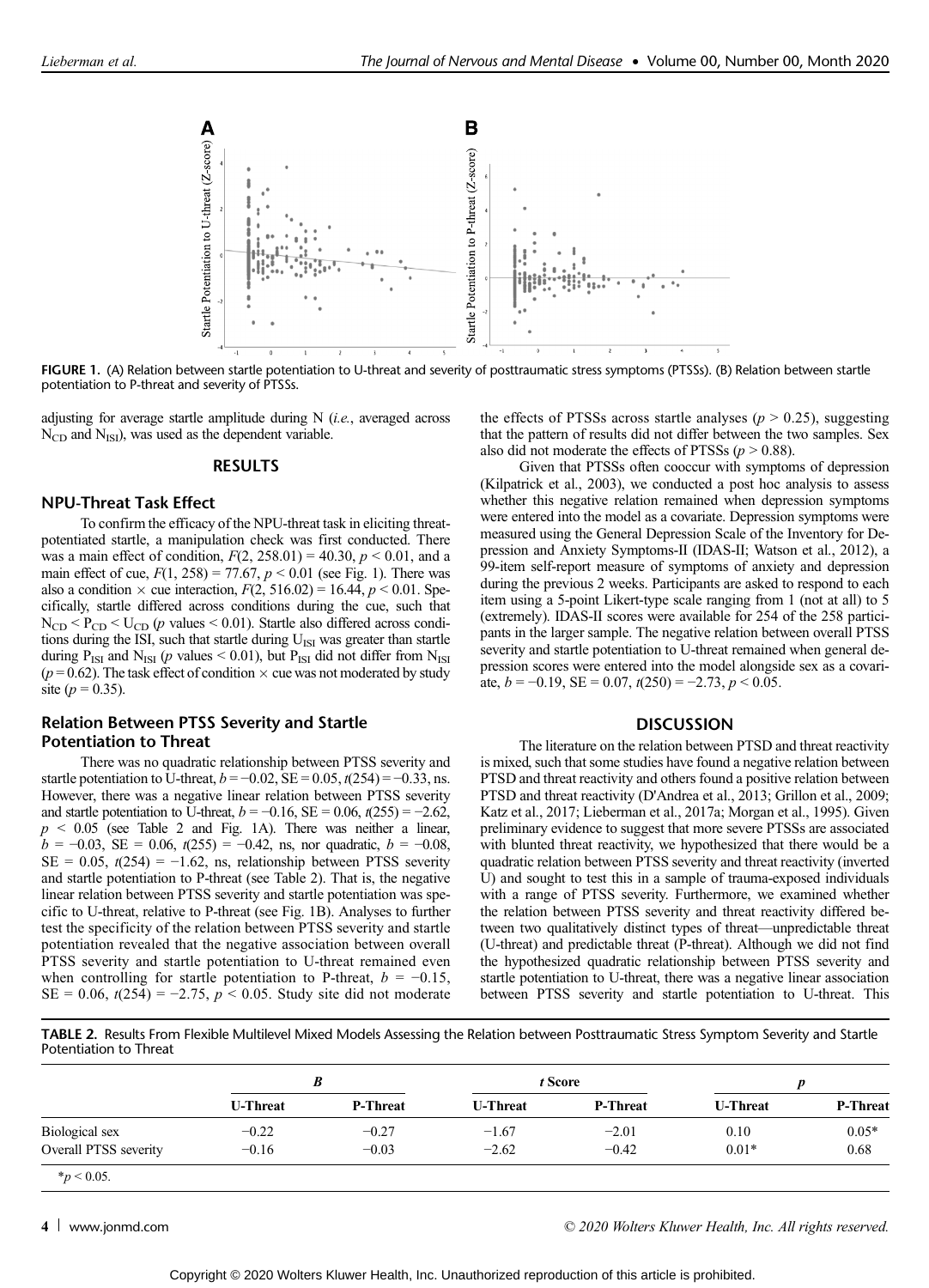FIGURE 1. (A) Relation between startle potentiation to U-threat and severity of posttraumatic stress symptoms (PTSSs). (B) Relation between startle potentiation to P-threat and severity of PTSSs.

adjusting for average startle amplitude during N (*i.e.*, averaged across $N_{CD}$ and $N_{ISI}$), was used as the dependent variable.

## RESULTS

### NPU-Threat Task Effect

To confirm the efficacy of the NPU-threat task in eliciting threat-potentiated startle, a manipulation check was first conducted. There was a main effect of condition, $F(2, 258.01) = 40.30$, $p < 0.01$, and a main effect of cue, $F(1, 258) = 77.67$, $p < 0.01$ (see Fig. 1). There was also a condition × cue interaction, $F(2, 516.02) = 16.44$, $p < 0.01$. Specifically, startle differed across conditions during the cue, such that $N_{CD} < P_{CD} < U_{CD}$ ($p$ values < 0.01). Startle also differed across conditions during the ISI, such that startle during $U_{ISI}$ was greater than startle during $P_{ISI}$ and $N_{ISI}$ ($p$ values < 0.01), but $P_{ISI}$ did not differ from $N_{ISI}$ ($p = 0.62$). The task effect of condition × cue was not moderated by study site ($p = 0.35$).

### Relation Between PTSS Severity and Startle Potentiation to Threat

There was no quadratic relationship between PTSS severity and startle potentiation to U-threat, $b = -0.02$, SE = 0.05, $t(254) = -0.33$, ns. However, there was a negative linear relation between PTSS severity and startle potentiation to U-threat, $b = -0.16$, SE = 0.06, $t(255) = -2.62$, $p < 0.05$ (see Table 2 and Fig. 1A). There was neither a linear, $b = -0.03$, SE = 0.06, $t(255) = -0.42$, ns, nor quadratic, $b = -0.08$, SE = 0.05, $t(254) = -1.62$, ns, relationship between PTSS severity and startle potentiation to P-threat (see Table 2). That is, the negative linear relation between PTSS severity and startle potentiation was specific to U-threat, relative to P-threat (see Fig. 1B). Analyses to further test the specificity of the relation between PTSS severity and startle potentiation revealed that the negative association between overall PTSS severity and startle potentiation to U-threat remained even when controlling for startle potentiation to P-threat, $b = -0.15$, SE = 0.06, $t(254) = -2.75$, $p < 0.05$. Study site did not moderate the effects of PTSSs across startle analyses ($p > 0.25$), suggesting that the pattern of results did not differ between the two samples. Sex also did not moderate the effects of PTSSs ($p > 0.88$).

Given that PTSSs often cooccur with symptoms of depression (Kilpatrick et al., 2003), we conducted a post hoc analysis to assess whether this negative relation remained when depression symptoms were entered into the model as a covariate. Depression symptoms were measured using the General Depression Scale of the Inventory for Depression and Anxiety Symptoms-II (IDAS-II; Watson et al., 2012), a 99-item self-report measure of symptoms of anxiety and depression during the previous 2 weeks. Participants are asked to respond to each item using a 5-point Likert-type scale ranging from 1 (not at all) to 5 (extremely). IDAS-II scores were available for 254 of the 258 participants in the larger sample. The negative relation between overall PTSS severity and startle potentiation to U-threat remained when general depression scores were entered into the model alongside sex as a covariate, $b = -0.19$, SE = 0.07, $t(250) = -2.73$, $p < 0.05$.

## DISCUSSION

The literature on the relation between PTSD and threat reactivity is mixed, such that some studies have found a negative relation between PTSD and threat reactivity and others found a positive relation between PTSD and threat reactivity (D'Andrea et al., 2013; Grillon et al., 2009; Katz et al., 2017; Lieberman et al., 2017a; Morgan et al., 1995). Given preliminary evidence to suggest that more severe PTSSs are associated with blunted threat reactivity, we hypothesized that there would be a quadratic relation between PTSS severity and threat reactivity (inverted U) and sought to test this in a sample of trauma-exposed individuals with a range of PTSS severity. Furthermore, we examined whether the relation between PTSS severity and threat reactivity differed between two qualitatively distinct types of threat—unpredictable threat (U-threat) and predictable threat (P-threat). Although we did not find the hypothesized quadratic relationship between PTSS severity and startle potentiation to U-threat, there was a negative linear association between PTSS severity and startle potentiation to U-threat. This

**TABLE 2.** Results From Flexible Multilevel Mixed Models Assessing the Relation between Posttraumatic Stress Symptom Severity and Startle Potentiation to Threat

| | *B* | | *t* Score | | *p* | |
|---|---|---|---|---|---|---|
| | U-Threat | P-Threat | U-Threat | P-Threat | U-Threat | P-Threat |
| Biological sex | −0.22 | −0.27 | −1.67 | −2.01 | 0.10 | 0.05* |
| Overall PTSS severity | −0.16 | −0.03 | −2.62 | −0.42 | 0.01* | 0.68 |

*$p < 0.05$.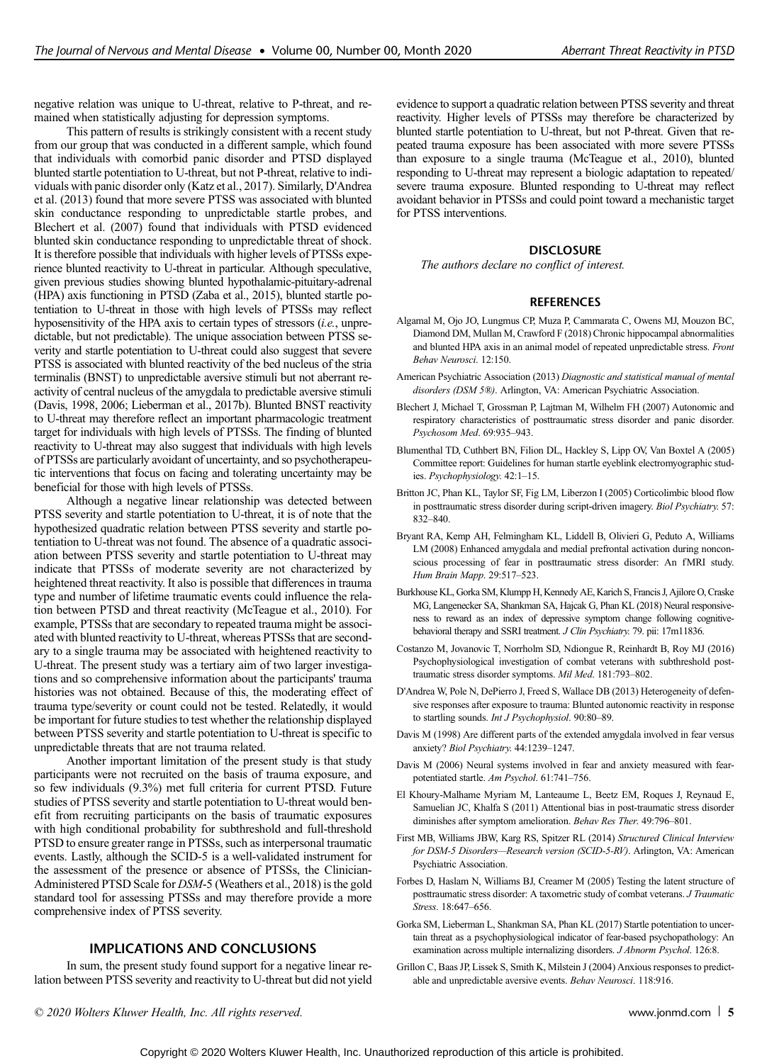negative relation was unique to U-threat, relative to P-threat, and remained when statistically adjusting for depression symptoms.

This pattern of results is strikingly consistent with a recent study from our group that was conducted in a different sample, which found that individuals with comorbid panic disorder and PTSD displayed blunted startle potentiation to U-threat, but not P-threat, relative to individuals with panic disorder only (Katz et al., 2017). Similarly, D'Andrea et al. (2013) found that more severe PTSS was associated with blunted skin conductance responding to unpredictable startle probes, and Blechert et al. (2007) found that individuals with PTSD evidenced blunted skin conductance responding to unpredictable threat of shock. It is therefore possible that individuals with higher levels of PTSSs experience blunted reactivity to U-threat in particular. Although speculative, given previous studies showing blunted hypothalamic-pituitary-adrenal (HPA) axis functioning in PTSD (Zaba et al., 2015), blunted startle potentiation to U-threat in those with high levels of PTSSs may reflect hyposensitivity of the HPA axis to certain types of stressors (*i.e.*, unpredictable, but not predictable). The unique association between PTSS severity and startle potentiation to U-threat could also suggest that severe PTSS is associated with blunted reactivity of the bed nucleus of the stria terminalis (BNST) to unpredictable aversive stimuli but not aberrant reactivity of central nucleus of the amygdala to predictable aversive stimuli (Davis, 1998, 2006; Lieberman et al., 2017b). Blunted BNST reactivity to U-threat may therefore reflect an important pharmacologic treatment target for individuals with high levels of PTSSs. The finding of blunted reactivity to U-threat may also suggest that individuals with high levels of PTSSs are particularly avoidant of uncertainty, and so psychotherapeutic interventions that focus on facing and tolerating uncertainty may be beneficial for those with high levels of PTSSs.

Although a negative linear relationship was detected between PTSS severity and startle potentiation to U-threat, it is of note that the hypothesized quadratic relation between PTSS severity and startle potentiation to U-threat was not found. The absence of a quadratic association between PTSS severity and startle potentiation to U-threat may indicate that PTSSs of moderate severity are not characterized by heightened threat reactivity. It also is possible that differences in trauma type and number of lifetime traumatic events could influence the relation between PTSD and threat reactivity (McTeague et al., 2010). For example, PTSSs that are secondary to repeated trauma might be associated with blunted reactivity to U-threat, whereas PTSSs that are secondary to a single trauma may be associated with heightened reactivity to U-threat. The present study was a tertiary aim of two larger investigations and so comprehensive information about the participants' trauma histories was not obtained. Because of this, the moderating effect of trauma type/severity or count could not be tested. Relatedly, it would be important for future studies to test whether the relationship displayed between PTSS severity and startle potentiation to U-threat is specific to unpredictable threats that are not trauma related.

Another important limitation of the present study is that study participants were not recruited on the basis of trauma exposure, and so few individuals (9.3%) met full criteria for current PTSD. Future studies of PTSS severity and startle potentiation to U-threat would benefit from recruiting participants on the basis of traumatic exposures with high conditional probability for subthreshold and full-threshold PTSD to ensure greater range in PTSSs, such as interpersonal traumatic events. Lastly, although the SCID-5 is a well-validated instrument for the assessment of the presence or absence of PTSSs, the Clinician-Administered PTSD Scale for *DSM*-5 (Weathers et al., 2018) is the gold standard tool for assessing PTSSs and may therefore provide a more comprehensive index of PTSS severity.

## IMPLICATIONS AND CONCLUSIONS

In sum, the present study found support for a negative linear relation between PTSS severity and reactivity to U-threat but did not yield evidence to support a quadratic relation between PTSS severity and threat reactivity. Higher levels of PTSSs may therefore be characterized by blunted startle potentiation to U-threat, but not P-threat. Given that repeated trauma exposure has been associated with more severe PTSSs than exposure to a single trauma (McTeague et al., 2010), blunted responding to U-threat may represent a biologic adaptation to repeated/severe trauma exposure. Blunted responding to U-threat may reflect avoidant behavior in PTSSs and could point toward a mechanistic target for PTSS interventions.

## DISCLOSURE

*The authors declare no conflict of interest.*

## REFERENCES

Algamal M, Ojo JO, Lungmus CP, Muza P, Cammarata C, Owens MJ, Mouzon BC, Diamond DM, Mullan M, Crawford F (2018) Chronic hippocampal abnormalities and blunted HPA axis in an animal model of repeated unpredictable stress. *Front Behav Neurosci*. 12:150.

American Psychiatric Association (2013) *Diagnostic and statistical manual of mental disorders (DSM 5®)*. Arlington, VA: American Psychiatric Association.

Blechert J, Michael T, Grossman P, Lajtman M, Wilhelm FH (2007) Autonomic and respiratory characteristics of posttraumatic stress disorder and panic disorder. *Psychosom Med*. 69:935–943.

Blumenthal TD, Cuthbert BN, Filion DL, Hackley S, Lipp OV, Van Boxtel A (2005) Committee report: Guidelines for human startle eyeblink electromyographic studies. *Psychophysiology*. 42:1–15.

Britton JC, Phan KL, Taylor SF, Fig LM, Liberzon I (2005) Corticolimbic blood flow in posttraumatic stress disorder during script-driven imagery. *Biol Psychiatry*. 57: 832–840.

Bryant RA, Kemp AH, Felmingham KL, Liddell B, Olivieri G, Peduto A, Williams LM (2008) Enhanced amygdala and medial prefrontal activation during nonconscious processing of fear in posttraumatic stress disorder: An fMRI study. *Hum Brain Mapp*. 29:517–523.

Burkhouse KL, Gorka SM, Klumpp H, Kennedy AE, Karich S, Francis J, Ajilore O, Craske MG, Langenecker SA, Shankman SA, Hajcak G, Phan KL (2018) Neural responsiveness to reward as an index of depressive symptom change following cognitive-behavioral therapy and SSRI treatment. *J Clin Psychiatry*. 79. pii: 17m11836.

Costanzo M, Jovanovic T, Norrholm SD, Ndiongue R, Reinhardt B, Roy MJ (2016) Psychophysiological investigation of combat veterans with subthreshold posttraumatic stress disorder symptoms. *Mil Med*. 181:793–802.

D'Andrea W, Pole N, DePierro J, Freed S, Wallace DB (2013) Heterogeneity of defensive responses after exposure to trauma: Blunted autonomic reactivity in response to startling sounds. *Int J Psychophysiol*. 90:80–89.

Davis M (1998) Are different parts of the extended amygdala involved in fear versus anxiety? *Biol Psychiatry*. 44:1239–1247.

Davis M (2006) Neural systems involved in fear and anxiety measured with fear-potentiated startle. *Am Psychol*. 61:741–756.

El Khoury-Malhame Myriam M, Lanteaume L, Beetz EM, Roques J, Reynaud E, Samuelian JC, Khalfa S (2011) Attentional bias in post-traumatic stress disorder diminishes after symptom amelioration. *Behav Res Ther*. 49:796–801.

First MB, Williams JBW, Karg RS, Spitzer RL (2014) *Structured Clinical Interview for DSM-5 Disorders—Research version (SCID-5-RV)*. Arlington, VA: American Psychiatric Association.

Forbes D, Haslam N, Williams BJ, Creamer M (2005) Testing the latent structure of posttraumatic stress disorder: A taxometric study of combat veterans. *J Traumatic Stress*. 18:647–656.

Gorka SM, Lieberman L, Shankman SA, Phan KL (2017) Startle potentiation to uncertain threat as a psychophysiological indicator of fear-based psychopathology: An examination across multiple internalizing disorders. *J Abnorm Psychol*. 126:8.

Grillon C, Baas JP, Lissek S, Smith K, Milstein J (2004) Anxious responses to predictable and unpredictable aversive events. *Behav Neurosci*. 118:916.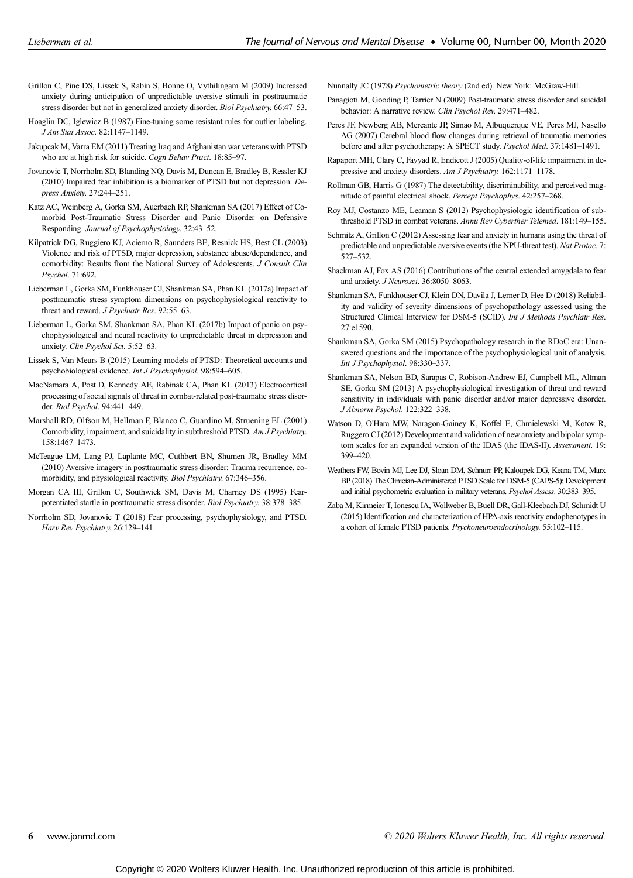Grillon C, Pine DS, Lissek S, Rabin S, Bonne O, Vythilingam M (2009) Increased anxiety during anticipation of unpredictable aversive stimuli in posttraumatic stress disorder but not in generalized anxiety disorder. *Biol Psychiatry.* 66:47–53.

Hoaglin DC, Iglewicz B (1987) Fine-tuning some resistant rules for outlier labeling. *J Am Stat Assoc*. 82:1147–1149.

Jakupcak M, Varra EM (2011) Treating Iraq and Afghanistan war veterans with PTSD who are at high risk for suicide. *Cogn Behav Pract*. 18:85–97.

Jovanovic T, Norrholm SD, Blanding NQ, Davis M, Duncan E, Bradley B, Ressler KJ (2010) Impaired fear inhibition is a biomarker of PTSD but not depression. *Depress Anxiety.* 27:244–251.

Katz AC, Weinberg A, Gorka SM, Auerbach RP, Shankman SA (2017) Effect of Comorbid Post-Traumatic Stress Disorder and Panic Disorder on Defensive Responding. *Journal of Psychophysiology.* 32:43–52.

Kilpatrick DG, Ruggiero KJ, Acierno R, Saunders BE, Resnick HS, Best CL (2003) Violence and risk of PTSD, major depression, substance abuse/dependence, and comorbidity: Results from the National Survey of Adolescents. *J Consult Clin Psychol*. 71:692.

Lieberman L, Gorka SM, Funkhouser CJ, Shankman SA, Phan KL (2017a) Impact of posttraumatic stress symptom dimensions on psychophysiological reactivity to threat and reward. *J Psychiatr Res*. 92:55–63.

Lieberman L, Gorka SM, Shankman SA, Phan KL (2017b) Impact of panic on psychophysiological and neural reactivity to unpredictable threat in depression and anxiety. *Clin Psychol Sci*. 5:52–63.

Lissek S, Van Meurs B (2015) Learning models of PTSD: Theoretical accounts and psychobiological evidence. *Int J Psychophysiol*. 98:594–605.

MacNamara A, Post D, Kennedy AE, Rabinak CA, Phan KL (2013) Electrocortical processing of social signals of threat in combat-related post-traumatic stress disorder. *Biol Psychol*. 94:441–449.

Marshall RD, Olfson M, Hellman F, Blanco C, Guardino M, Struening EL (2001) Comorbidity, impairment, and suicidality in subthreshold PTSD. *Am J Psychiatry.* 158:1467–1473.

McTeague LM, Lang PJ, Laplante MC, Cuthbert BN, Shumen JR, Bradley MM (2010) Aversive imagery in posttraumatic stress disorder: Trauma recurrence, comorbidity, and physiological reactivity. *Biol Psychiatry.* 67:346–356.

Morgan CA III, Grillon C, Southwick SM, Davis M, Charney DS (1995) Fear-potentiated startle in posttraumatic stress disorder. *Biol Psychiatry.* 38:378–385.

Norrholm SD, Jovanovic T (2018) Fear processing, psychophysiology, and PTSD. *Harv Rev Psychiatry.* 26:129–141.

Nunnally JC (1978) *Psychometric theory* (2nd ed). New York: McGraw-Hill.

Panagioti M, Gooding P, Tarrier N (2009) Post-traumatic stress disorder and suicidal behavior: A narrative review. *Clin Psychol Rev.* 29:471–482.

Peres JF, Newberg AB, Mercante JP, Simao M, Albuquerque VE, Peres MJ, Nasello AG (2007) Cerebral blood flow changes during retrieval of traumatic memories before and after psychotherapy: A SPECT study. *Psychol Med*. 37:1481–1491.

Rapaport MH, Clary C, Fayyad R, Endicott J (2005) Quality-of-life impairment in depressive and anxiety disorders. *Am J Psychiatry.* 162:1171–1178.

Rollman GB, Harris G (1987) The detectability, discriminability, and perceived magnitude of painful electrical shock. *Percept Psychophys*. 42:257–268.

Roy MJ, Costanzo ME, Leaman S (2012) Psychophysiologic identification of subthreshold PTSD in combat veterans. *Annu Rev Cyberther Telemed*. 181:149–155.

Schmitz A, Grillon C (2012) Assessing fear and anxiety in humans using the threat of predictable and unpredictable aversive events (the NPU-threat test). *Nat Protoc*. 7: 527–532.

Shackman AJ, Fox AS (2016) Contributions of the central extended amygdala to fear and anxiety. *J Neurosci*. 36:8050–8063.

Shankman SA, Funkhouser CJ, Klein DN, Davila J, Lerner D, Hee D (2018) Reliability and validity of severity dimensions of psychopathology assessed using the Structured Clinical Interview for DSM-5 (SCID). *Int J Methods Psychiatr Res*. 27:e1590.

Shankman SA, Gorka SM (2015) Psychopathology research in the RDoC era: Unanswered questions and the importance of the psychophysiological unit of analysis. *Int J Psychophysiol*. 98:330–337.

Shankman SA, Nelson BD, Sarapas C, Robison-Andrew EJ, Campbell ML, Altman SE, Gorka SM (2013) A psychophysiological investigation of threat and reward sensitivity in individuals with panic disorder and/or major depressive disorder. *J Abnorm Psychol*. 122:322–338.

Watson D, O'Hara MW, Naragon-Gainey K, Koffel E, Chmielewski M, Kotov R, Ruggero CJ (2012) Development and validation of new anxiety and bipolar symptom scales for an expanded version of the IDAS (the IDAS-II). *Assessment*. 19: 399–420.

Weathers FW, Bovin MJ, Lee DJ, Sloan DM, Schnurr PP, Kaloupek DG, Keana TM, Marx BP (2018) The Clinician-Administered PTSD Scale for DSM-5 (CAPS-5): Development and initial psychometric evaluation in military veterans. *Psychol Assess*. 30:383–395.

Zaba M, Kirmeier T, Ionescu IA, Wollweber B, Buell DR, Gall-Kleebach DJ, Schmidt U (2015) Identification and characterization of HPA-axis reactivity endophenotypes in a cohort of female PTSD patients. *Psychoneuroendocrinology.* 55:102–115.